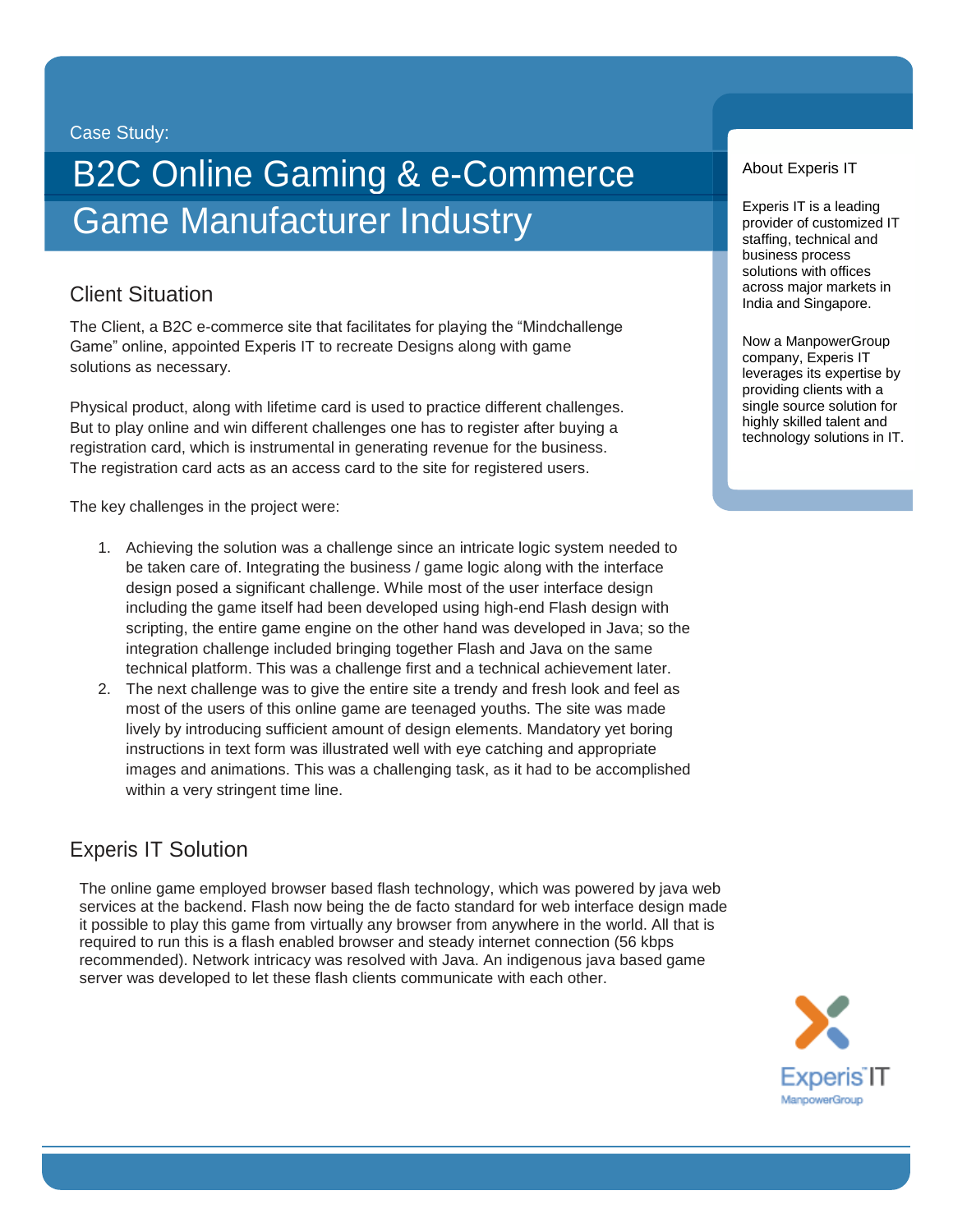Case Study:

# B2C Online Gaming & e-Commerce Game Manufacturer Industry

## Client Situation

The Client, a B2C e-commerce site that facilitates for playing the "Mindchallenge Game" online, appointed Experis IT to recreate Designs along with game solutions as necessary.

Physical product, along with lifetime card is used to practice different challenges. But to play online and win different challenges one has to register after buying a registration card, which is instrumental in generating revenue for the business. The registration card acts as an access card to the site for registered users.

The key challenges in the project were:

1. Achieving the solution was a challenge since an intricate logic system needed to be taken care of. Integrating the business / game logic along with the interface design posed a significant challenge. While most of the user interface design including the game itself had been developed using high-end Flash design with scripting, the entire game engine on the other hand was developed in Java; so the integration challenge included bringing together Flash and Java on the same technical platform. This was a challenge first and a technical achievement later.
2. The next challenge was to give the entire site a trendy and fresh look and feel as most of the users of this online game are teenaged youths. The site was made lively by introducing sufficient amount of design elements. Mandatory yet boring instructions in text form was illustrated well with eye catching and appropriate images and animations. This was a challenging task, as it had to be accomplished within a very stringent time line.

## Experis IT Solution

The online game employed browser based flash technology, which was powered by java web services at the backend. Flash now being the de facto standard for web interface design made it possible to play this game from virtually any browser from anywhere in the world. All that is required to run this is a flash enabled browser and steady internet connection (56 kbps recommended). Network intricacy was resolved with Java. An indigenous java based game server was developed to let these flash clients communicate with each other.

### About Experis IT

Experis IT is a leading provider of customized IT staffing, technical and business process solutions with offices across major markets in India and Singapore.

Now a ManpowerGroup company, Experis IT leverages its expertise by providing clients with a single source solution for highly skilled talent and technology solutions in IT.

Experis IT
ManpowerGroup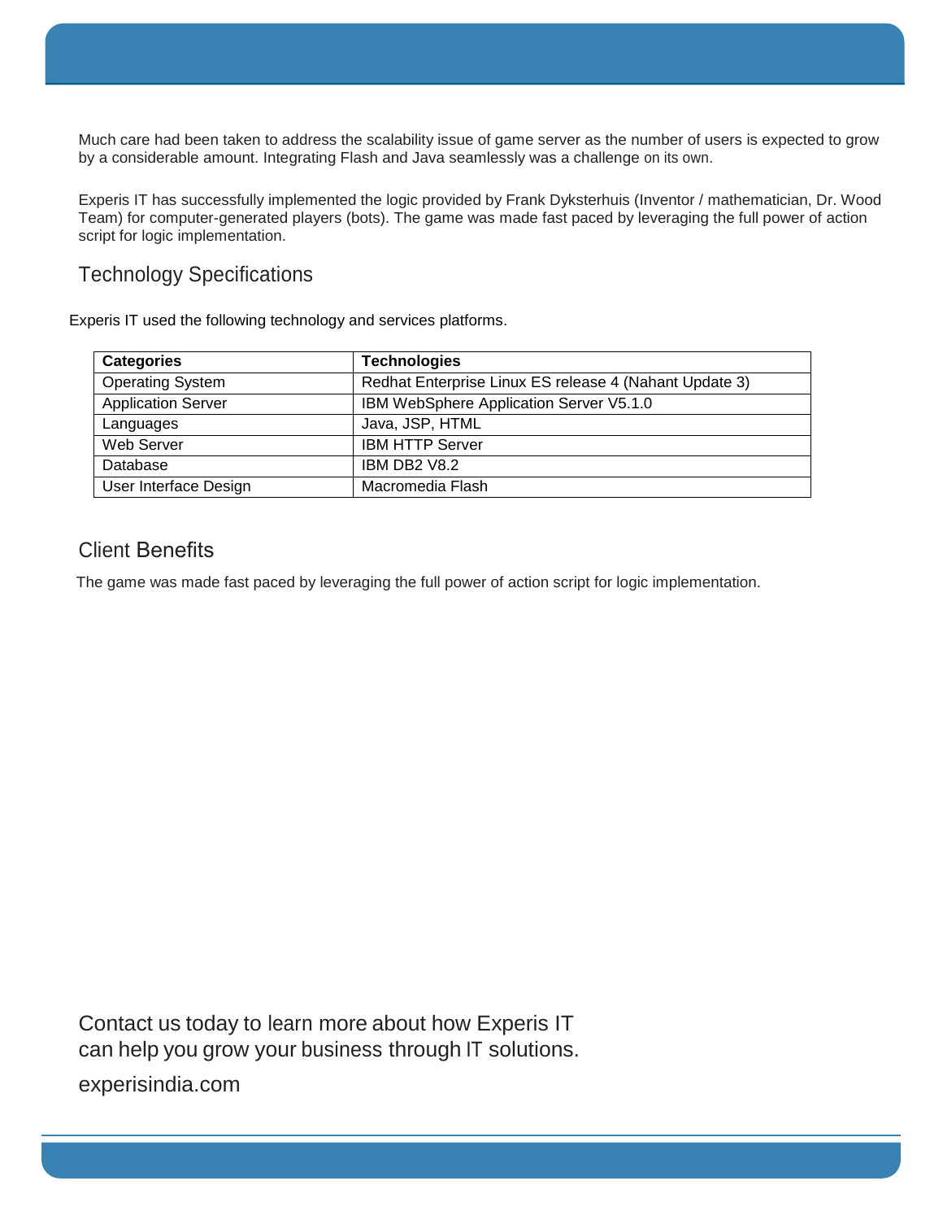Much care had been taken to address the scalability issue of game server as the number of users is expected to grow by a considerable amount. Integrating Flash and Java seamlessly was a challenge on its own.

Experis IT has successfully implemented the logic provided by Frank Dyksterhuis (Inventor / mathematician, Dr. Wood Team) for computer-generated players (bots). The game was made fast paced by leveraging the full power of action script for logic implementation.

## Technology Specifications

Experis IT used the following technology and services platforms.

| **Categories** | **Technologies** |
|---|---|
| Operating System | Redhat Enterprise Linux ES release 4 (Nahant Update 3) |
| Application Server | IBM WebSphere Application Server V5.1.0 |
| Languages | Java, JSP, HTML |
| Web Server | IBM HTTP Server |
| Database | IBM DB2 V8.2 |
| User Interface Design | Macromedia Flash |

## Client Benefits

The game was made fast paced by leveraging the full power of action script for logic implementation.

Contact us today to learn more about how Experis IT can help you grow your business through IT solutions.

experisindia.com